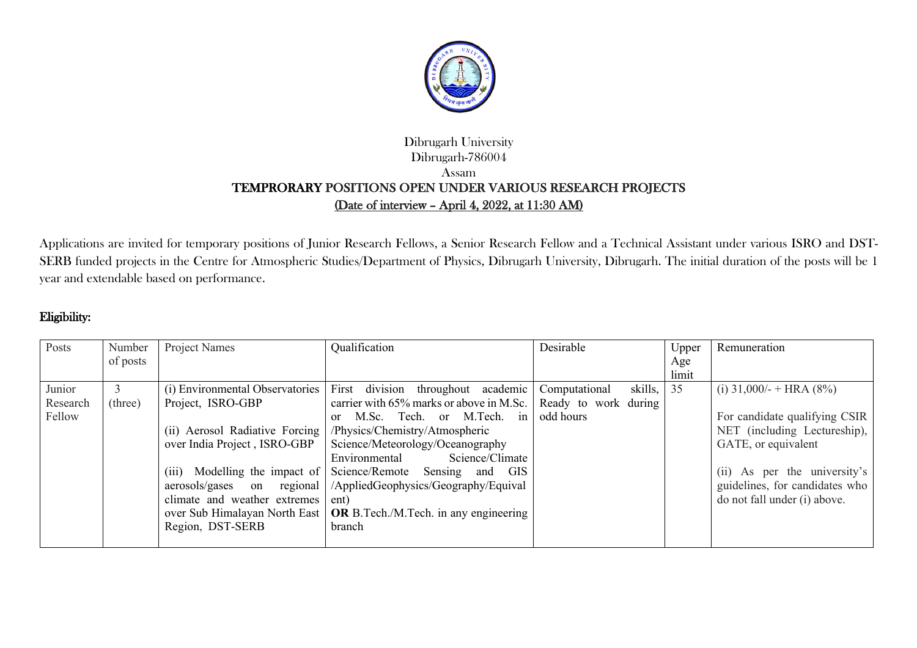Dibrugarh University
Dibrugarh-786004
Assam

# TEMPRORARY POSITIONS OPEN UNDER VARIOUS RESEARCH PROJECTS

**(Date of interview – April 4, 2022, at 11:30 AM)**

Applications are invited for temporary positions of Junior Research Fellows, a Senior Research Fellow and a Technical Assistant under various ISRO and DST-SERB funded projects in the Centre for Atmospheric Studies/Department of Physics, Dibrugarh University, Dibrugarh. The initial duration of the posts will be 1 year and extendable based on performance.

## Eligibility:

| Posts | Number of posts | Project Names | Qualification | Desirable | Upper Age limit | Remuneration |
|---|---|---|---|---|---|---|
| Junior Research Fellow | 3 (three) | (i) Environmental Observatories Project, ISRO-GBP<br><br>(ii) Aerosol Radiative Forcing over India Project , ISRO-GBP<br><br>(iii) Modelling the impact of aerosols/gases on regional climate and weather extremes over Sub Himalayan North East Region, DST-SERB | First division throughout academic carrier with 65% marks or above in M.Sc. or M.Sc. Tech. or M.Tech. in /Physics/Chemistry/Atmospheric Science/Meteorology/Oceanography Environmental Science/Climate Science/Remote Sensing and GIS /AppliedGeophysics/Geography/Equivalent)<br>**OR** B.Tech./M.Tech. in any engineering branch | Computational skills, Ready to work during odd hours | 35 | (i) 31,000/- + HRA (8%)<br><br>For candidate qualifying CSIR NET (including Lectureship), GATE, or equivalent<br><br>(ii) As per the university's guidelines, for candidates who do not fall under (i) above. |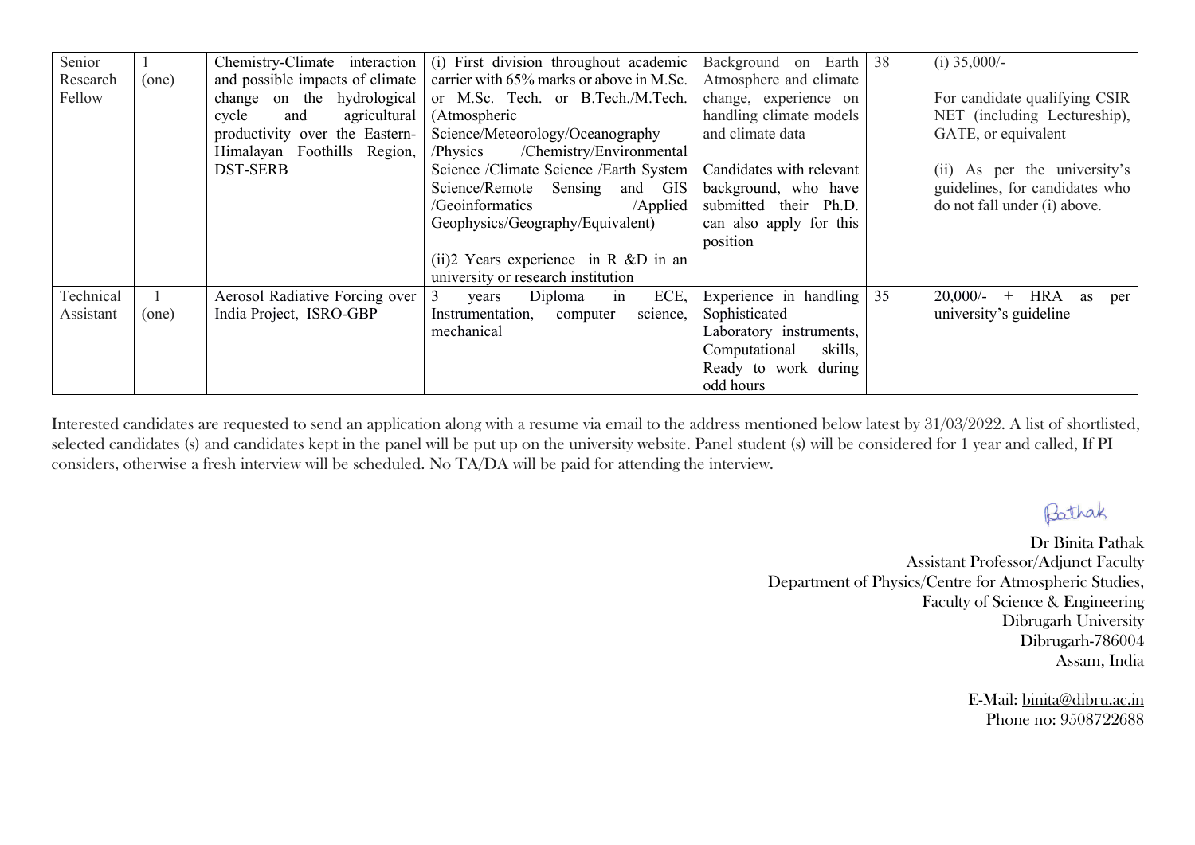| | | | | | | |
|---|---|---|---|---|---|---|
| Senior Research Fellow | 1 (one) | Chemistry-Climate interaction and possible impacts of climate change on the hydrological cycle and agricultural productivity over the Eastern-Himalayan Foothills Region, DST-SERB | (i) First division throughout academic carrier with 65% marks or above in M.Sc. or M.Sc. Tech. or B.Tech./M.Tech. (Atmospheric Science/Meteorology/Oceanography /Physics /Chemistry/Environmental Science /Climate Science /Earth System Science/Remote Sensing and GIS /Geoinformatics /Applied Geophysics/Geography/Equivalent)<br><br>(ii)2 Years experience in R &D in an university or research institution | Background on Earth Atmosphere and climate change, experience on handling climate models and climate data<br><br>Candidates with relevant background, who have submitted their Ph.D. can also apply for this position | 38 | (i) 35,000/-<br><br>For candidate qualifying CSIR NET (including Lectureship), GATE, or equivalent<br><br>(ii) As per the university's guidelines, for candidates who do not fall under (i) above. |
| Technical Assistant | 1 (one) | Aerosol Radiative Forcing over India Project, ISRO-GBP | 3 years Diploma in ECE, Instrumentation, computer science, mechanical | Experience in handling Sophisticated Laboratory instruments, Computational skills, Ready to work during odd hours | 35 | 20,000/- + HRA as per university's guideline |

Interested candidates are requested to send an application along with a resume via email to the address mentioned below latest by 31/03/2022. A list of shortlisted, selected candidates (s) and candidates kept in the panel will be put up on the university website. Panel student (s) will be considered for 1 year and called, If PI considers, otherwise a fresh interview will be scheduled. No TA/DA will be paid for attending the interview.

Pathak

Dr Binita Pathak
Assistant Professor/Adjunct Faculty
Department of Physics/Centre for Atmospheric Studies,
Faculty of Science & Engineering
Dibrugarh University
Dibrugarh-786004
Assam, India

E-Mail: binita@dibru.ac.in
Phone no: 9508722688